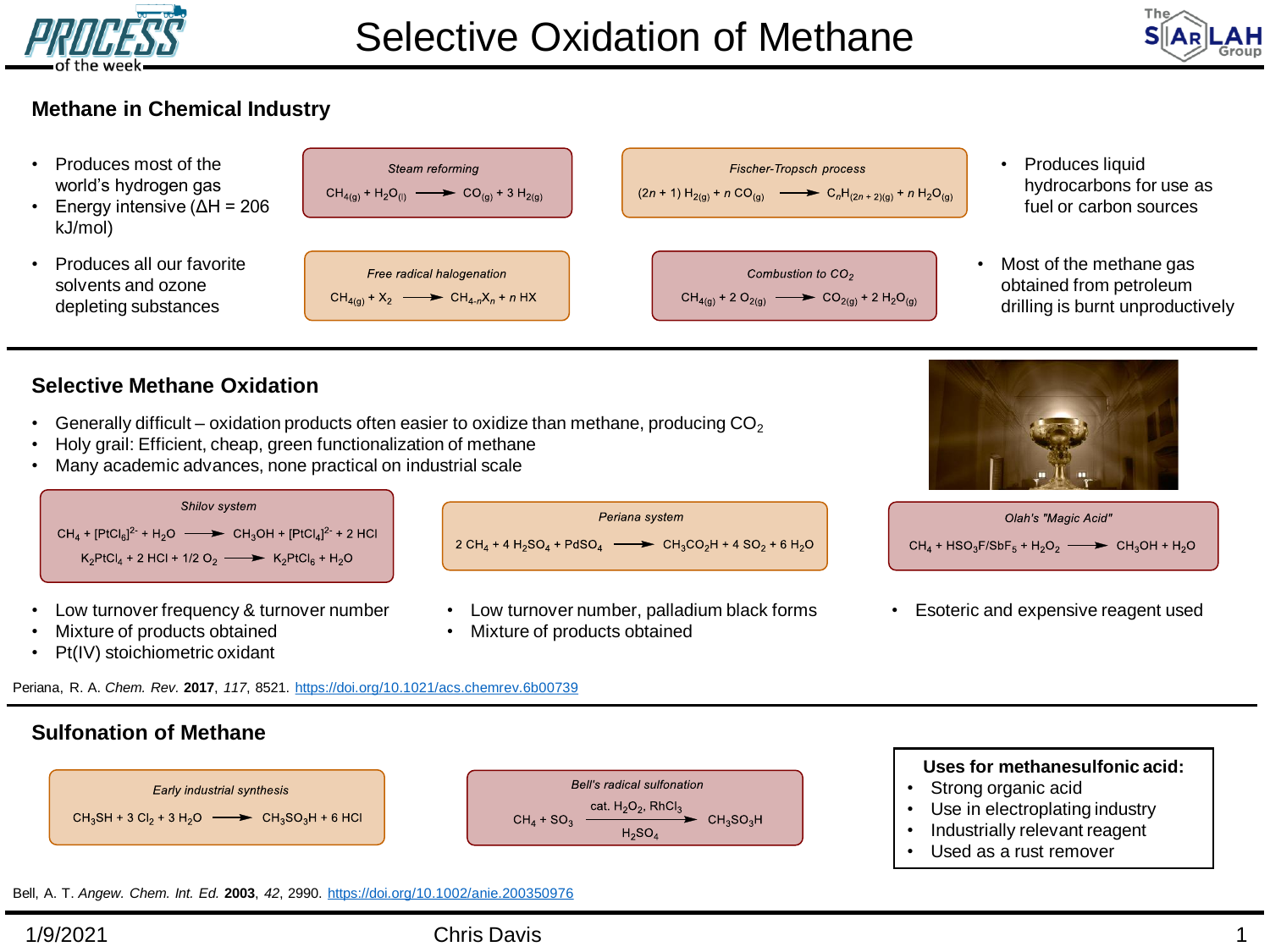# Selective Oxidation of Methane

## Methane in Chemical Industry

- Produces most of the world's hydrogen gas
- Energy intensive (ΔH = 206 kJ/mol)

*Steam reforming*

$$CH_{4(g)} + H_2O_{(l)} \longrightarrow CO_{(g)} + 3\ H_{2(g)}$$

*Fischer-Tropsch process*

$$(2n + 1)\ H_{2(g)} + n\ CO_{(g)} \longrightarrow C_nH_{(2n+2)(g)} + n\ H_2O_{(g)}$$

- Produces liquid hydrocarbons for use as fuel or carbon sources

- Produces all our favorite solvents and ozone depleting substances

*Free radical halogenation*

$$CH_{4(g)} + X_2 \longrightarrow CH_{4-n}X_n + n\ HX$$

*Combustion to $CO_2$*

$$CH_{4(g)} + 2\ O_{2(g)} \longrightarrow CO_{2(g)} + 2\ H_2O_{(g)}$$

- Most of the methane gas obtained from petroleum drilling is burnt unproductively

## Selective Methane Oxidation

- Generally difficult – oxidation products often easier to oxidize than methane, producing $CO_2$
- Holy grail: Efficient, cheap, green functionalization of methane
- Many academic advances, none practical on industrial scale

*Shilov system*

$$CH_4 + [PtCl_6]^{2-} + H_2O \longrightarrow CH_3OH + [PtCl_4]^{2-} + 2\ HCl$$

$$K_2PtCl_4 + 2\ HCl + 1/2\ O_2 \longrightarrow K_2PtCl_6 + H_2O$$

- Low turnover frequency & turnover number
- Mixture of products obtained
- Pt(IV) stoichiometric oxidant

*Periana system*

$$2\ CH_4 + 4\ H_2SO_4 + PdSO_4 \longrightarrow CH_3CO_2H + 4\ SO_2 + 6\ H_2O$$

- Low turnover number, palladium black forms
- Mixture of products obtained

*Olah's "Magic Acid"*

$$CH_4 + HSO_3F/SbF_5 + H_2O_2 \longrightarrow CH_3OH + H_2O$$

- Esoteric and expensive reagent used

Periana, R. A. *Chem. Rev.* **2017**, *117*, 8521. https://doi.org/10.1021/acs.chemrev.6b00739

## Sulfonation of Methane

*Early industrial synthesis*

$$CH_3SH + 3\ Cl_2 + 3\ H_2O \longrightarrow CH_3SO_3H + 6\ HCl$$

*Bell's radical sulfonation*

$$CH_4 + SO_3 \xrightarrow[H_2SO_4]{\text{cat. } H_2O_2,\ RhCl_3} CH_3SO_3H$$

**Uses for methanesulfonic acid:**

- Strong organic acid
- Use in electroplating industry
- Industrially relevant reagent
- Used as a rust remover

Bell, A. T. *Angew. Chem. Int. Ed.* **2003**, *42*, 2990. https://doi.org/10.1002/anie.200350976

1/9/2021 Chris Davis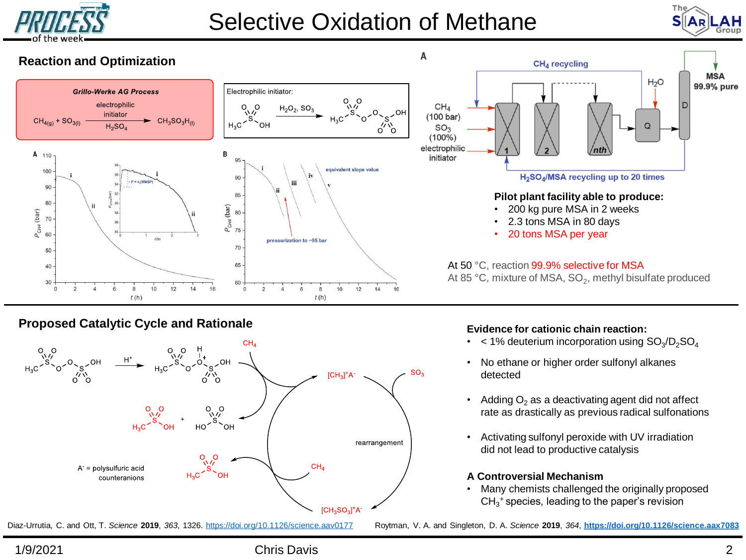# Selective Oxidation of Methane

## Reaction and Optimization

**Grillo-Werke AG Process**

$CH_{4(g)} + SO_{3(l)}$ —electrophilic initiator, $H_2SO_4$→ $CH_3SO_3H_{(l)}$

Electrophilic initiator:

$H_2O_2$, $SO_3$

A
110
100
90
80
70
60
50
40
30
$P_{CH4}$ (bar)
0 2 4 6 8 10 12 14 16
t (h)
i
ii
P = n(MMSP)

B
95
90
85
80
75
70
65
60
$P_{CH4}$ (bar)
0 2 4 6 8 10 12 14 16
t (h)
i
ii
iii
iv
v
equivalent slope value
pressurization to ~95 bar

A

$CH_4$ recycling

$CH_4$ (100 bar)

$SO_3$ (100%)

electrophilic initiator

1 2 nth

$H_2O$

Q

D

MSA 99.9% pure

$H_2SO_4$/MSA recycling up to 20 times

**Pilot plant facility able to produce:**

- 200 kg pure MSA in 2 weeks
- 2.3 tons MSA in 80 days
- 20 tons MSA per year

At 50 °C, reaction 99.9% selective for MSA

At 85 °C, mixture of MSA, $SO_2$, methyl bisulfate produced

## Proposed Catalytic Cycle and Rationale

$H^+$

$CH_4$

$[CH_3]^+A^-$

$SO_3$

rearrangement

$CH_4$

$[CH_3SO_3]^+A^-$

$A^-$ = polysulfuric acid counteranions

**Evidence for cationic chain reaction:**

- < 1% deuterium incorporation using $SO_3/D_2SO_4$
- No ethane or higher order sulfonyl alkanes detected
- Adding $O_2$ as a deactivating agent did not affect rate as drastically as previous radical sulfonations
- Activating sulfonyl peroxide with UV irradiation did not lead to productive catalysis

**A Controversial Mechanism**

- Many chemists challenged the originally proposed $CH_3^+$ species, leading to the paper's revision

Diaz-Urrutia, C. and Ott, T. *Science* **2019**, *363*, 1326. https://doi.org/10.1126/science.aav0177

Roytman, V. A. and Singleton, D. A. *Science* **2019**, *364*, **https://doi.org/10.1126/science.aax7083**

1/9/2021 Chris Davis